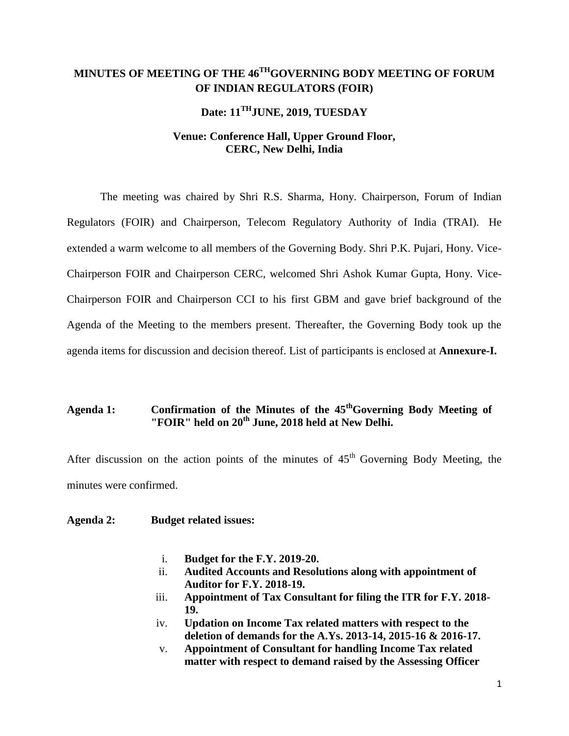# MINUTES OF MEETING OF THE 46TH GOVERNING BODY MEETING OF FORUM OF INDIAN REGULATORS (FOIR)

## Date: 11TH JUNE, 2019, TUESDAY

### Venue: Conference Hall, Upper Ground Floor, CERC, New Delhi, India

The meeting was chaired by Shri R.S. Sharma, Hony. Chairperson, Forum of Indian Regulators (FOIR) and Chairperson, Telecom Regulatory Authority of India (TRAI). He extended a warm welcome to all members of the Governing Body. Shri P.K. Pujari, Hony. Vice-Chairperson FOIR and Chairperson CERC, welcomed Shri Ashok Kumar Gupta, Hony. Vice-Chairperson FOIR and Chairperson CCI to his first GBM and gave brief background of the Agenda of the Meeting to the members present. Thereafter, the Governing Body took up the agenda items for discussion and decision thereof. List of participants is enclosed at **Annexure-I.**

**Agenda 1: Confirmation of the Minutes of the 45th Governing Body Meeting of "FOIR" held on 20th June, 2018 held at New Delhi.**

After discussion on the action points of the minutes of 45th Governing Body Meeting, the minutes were confirmed.

**Agenda 2: Budget related issues:**

i. **Budget for the F.Y. 2019-20.**
ii. **Audited Accounts and Resolutions along with appointment of Auditor for F.Y. 2018-19.**
iii. **Appointment of Tax Consultant for filing the ITR for F.Y. 2018-19.**
iv. **Updation on Income Tax related matters with respect to the deletion of demands for the A.Ys. 2013-14, 2015-16 & 2016-17.**
v. **Appointment of Consultant for handling Income Tax related matter with respect to demand raised by the Assessing Officer**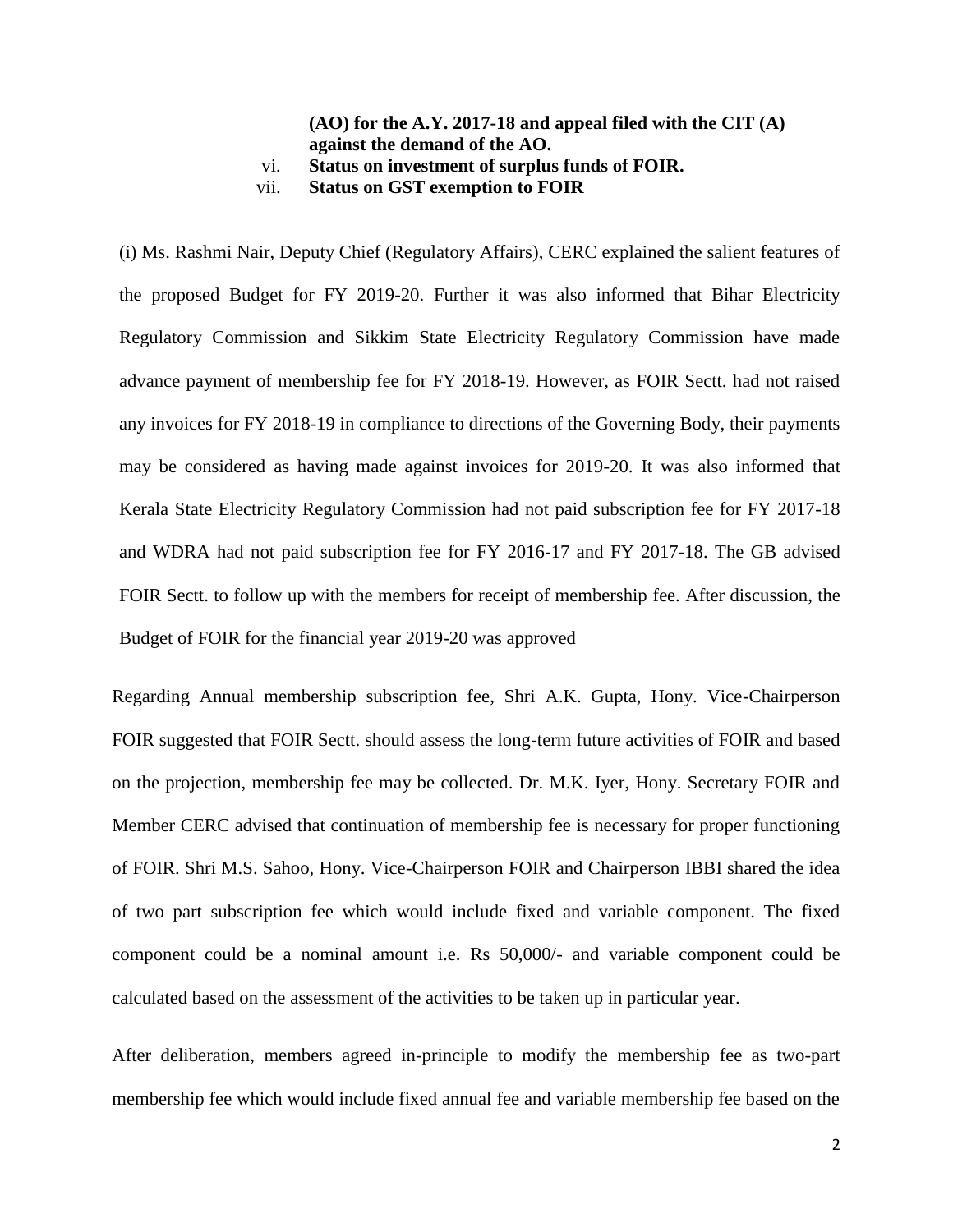**(AO) for the A.Y. 2017-18 and appeal filed with the CIT (A) against the demand of the AO.**

vi. **Status on investment of surplus funds of FOIR.**

vii. **Status on GST exemption to FOIR**

(i) Ms. Rashmi Nair, Deputy Chief (Regulatory Affairs), CERC explained the salient features of the proposed Budget for FY 2019-20. Further it was also informed that Bihar Electricity Regulatory Commission and Sikkim State Electricity Regulatory Commission have made advance payment of membership fee for FY 2018-19. However, as FOIR Sectt. had not raised any invoices for FY 2018-19 in compliance to directions of the Governing Body, their payments may be considered as having made against invoices for 2019-20. It was also informed that Kerala State Electricity Regulatory Commission had not paid subscription fee for FY 2017-18 and WDRA had not paid subscription fee for FY 2016-17 and FY 2017-18. The GB advised FOIR Sectt. to follow up with the members for receipt of membership fee. After discussion, the Budget of FOIR for the financial year 2019-20 was approved

Regarding Annual membership subscription fee, Shri A.K. Gupta, Hony. Vice-Chairperson FOIR suggested that FOIR Sectt. should assess the long-term future activities of FOIR and based on the projection, membership fee may be collected. Dr. M.K. Iyer, Hony. Secretary FOIR and Member CERC advised that continuation of membership fee is necessary for proper functioning of FOIR. Shri M.S. Sahoo, Hony. Vice-Chairperson FOIR and Chairperson IBBI shared the idea of two part subscription fee which would include fixed and variable component. The fixed component could be a nominal amount i.e. Rs 50,000/- and variable component could be calculated based on the assessment of the activities to be taken up in particular year.

After deliberation, members agreed in-principle to modify the membership fee as two-part membership fee which would include fixed annual fee and variable membership fee based on the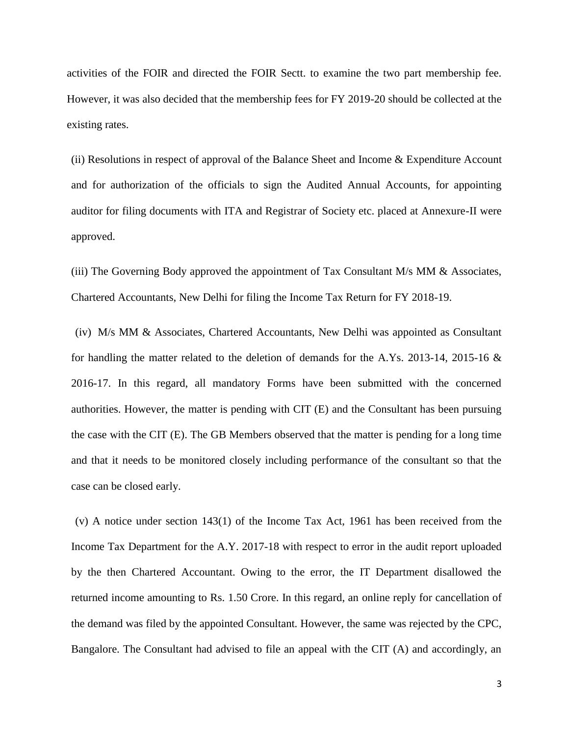activities of the FOIR and directed the FOIR Sectt. to examine the two part membership fee. However, it was also decided that the membership fees for FY 2019-20 should be collected at the existing rates.

(ii) Resolutions in respect of approval of the Balance Sheet and Income & Expenditure Account and for authorization of the officials to sign the Audited Annual Accounts, for appointing auditor for filing documents with ITA and Registrar of Society etc. placed at Annexure-II were approved.

(iii) The Governing Body approved the appointment of Tax Consultant M/s MM & Associates, Chartered Accountants, New Delhi for filing the Income Tax Return for FY 2018-19.

(iv) M/s MM & Associates, Chartered Accountants, New Delhi was appointed as Consultant for handling the matter related to the deletion of demands for the A.Ys. 2013-14, 2015-16 & 2016-17. In this regard, all mandatory Forms have been submitted with the concerned authorities. However, the matter is pending with CIT (E) and the Consultant has been pursuing the case with the CIT (E). The GB Members observed that the matter is pending for a long time and that it needs to be monitored closely including performance of the consultant so that the case can be closed early.

(v) A notice under section 143(1) of the Income Tax Act, 1961 has been received from the Income Tax Department for the A.Y. 2017-18 with respect to error in the audit report uploaded by the then Chartered Accountant. Owing to the error, the IT Department disallowed the returned income amounting to Rs. 1.50 Crore. In this regard, an online reply for cancellation of the demand was filed by the appointed Consultant. However, the same was rejected by the CPC, Bangalore. The Consultant had advised to file an appeal with the CIT (A) and accordingly, an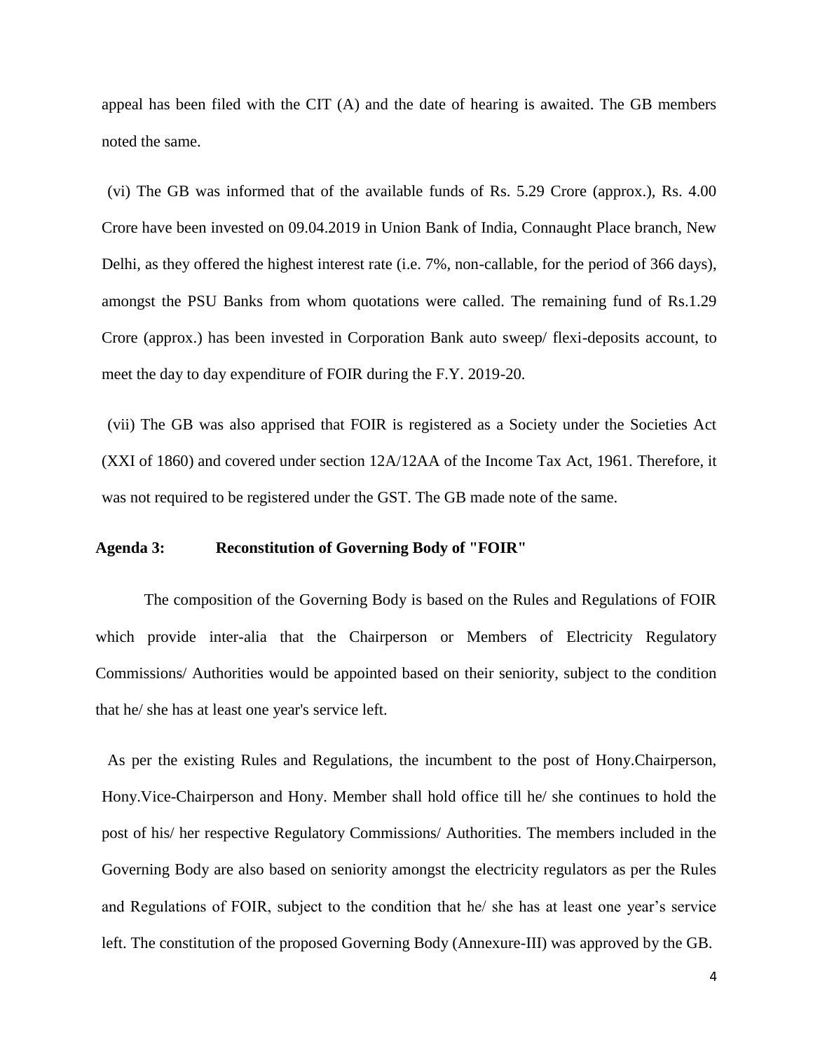appeal has been filed with the CIT (A) and the date of hearing is awaited. The GB members noted the same.

(vi) The GB was informed that of the available funds of Rs. 5.29 Crore (approx.), Rs. 4.00 Crore have been invested on 09.04.2019 in Union Bank of India, Connaught Place branch, New Delhi, as they offered the highest interest rate (i.e. 7%, non-callable, for the period of 366 days), amongst the PSU Banks from whom quotations were called. The remaining fund of Rs.1.29 Crore (approx.) has been invested in Corporation Bank auto sweep/ flexi-deposits account, to meet the day to day expenditure of FOIR during the F.Y. 2019-20.

(vii) The GB was also apprised that FOIR is registered as a Society under the Societies Act (XXI of 1860) and covered under section 12A/12AA of the Income Tax Act, 1961. Therefore, it was not required to be registered under the GST. The GB made note of the same.

**Agenda 3: Reconstitution of Governing Body of "FOIR"**

The composition of the Governing Body is based on the Rules and Regulations of FOIR which provide inter-alia that the Chairperson or Members of Electricity Regulatory Commissions/ Authorities would be appointed based on their seniority, subject to the condition that he/ she has at least one year's service left.

As per the existing Rules and Regulations, the incumbent to the post of Hony.Chairperson, Hony.Vice-Chairperson and Hony. Member shall hold office till he/ she continues to hold the post of his/ her respective Regulatory Commissions/ Authorities. The members included in the Governing Body are also based on seniority amongst the electricity regulators as per the Rules and Regulations of FOIR, subject to the condition that he/ she has at least one year's service left. The constitution of the proposed Governing Body (Annexure-III) was approved by the GB.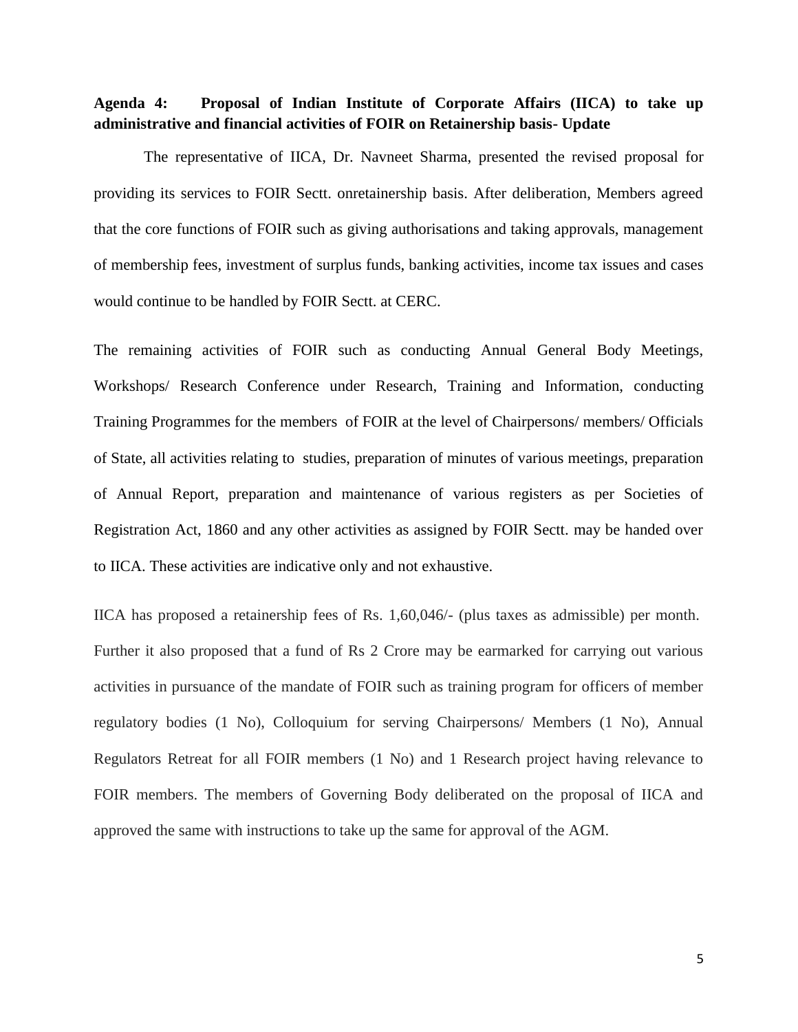**Agenda 4: Proposal of Indian Institute of Corporate Affairs (IICA) to take up administrative and financial activities of FOIR on Retainership basis- Update**

The representative of IICA, Dr. Navneet Sharma, presented the revised proposal for providing its services to FOIR Sectt. onretainership basis. After deliberation, Members agreed that the core functions of FOIR such as giving authorisations and taking approvals, management of membership fees, investment of surplus funds, banking activities, income tax issues and cases would continue to be handled by FOIR Sectt. at CERC.

The remaining activities of FOIR such as conducting Annual General Body Meetings, Workshops/ Research Conference under Research, Training and Information, conducting Training Programmes for the members of FOIR at the level of Chairpersons/ members/ Officials of State, all activities relating to studies, preparation of minutes of various meetings, preparation of Annual Report, preparation and maintenance of various registers as per Societies of Registration Act, 1860 and any other activities as assigned by FOIR Sectt. may be handed over to IICA. These activities are indicative only and not exhaustive.

IICA has proposed a retainership fees of Rs. 1,60,046/- (plus taxes as admissible) per month. Further it also proposed that a fund of Rs 2 Crore may be earmarked for carrying out various activities in pursuance of the mandate of FOIR such as training program for officers of member regulatory bodies (1 No), Colloquium for serving Chairpersons/ Members (1 No), Annual Regulators Retreat for all FOIR members (1 No) and 1 Research project having relevance to FOIR members. The members of Governing Body deliberated on the proposal of IICA and approved the same with instructions to take up the same for approval of the AGM.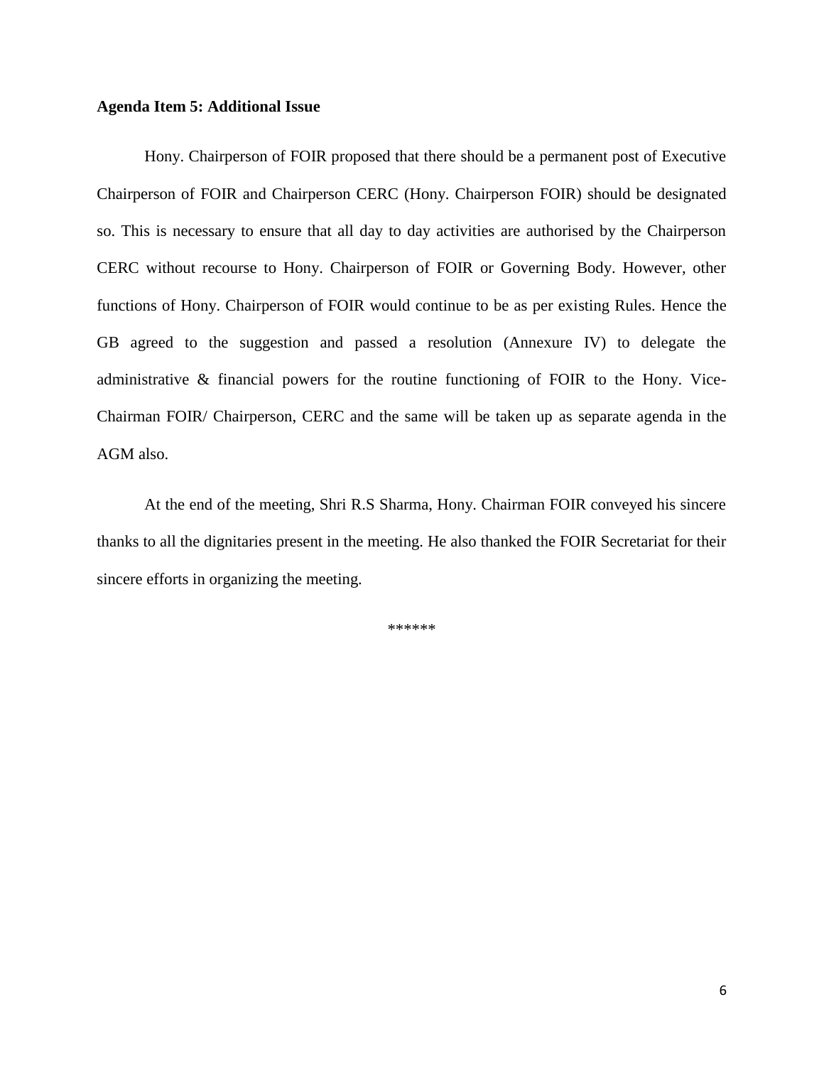**Agenda Item 5: Additional Issue**

Hony. Chairperson of FOIR proposed that there should be a permanent post of Executive Chairperson of FOIR and Chairperson CERC (Hony. Chairperson FOIR) should be designated so. This is necessary to ensure that all day to day activities are authorised by the Chairperson CERC without recourse to Hony. Chairperson of FOIR or Governing Body. However, other functions of Hony. Chairperson of FOIR would continue to be as per existing Rules. Hence the GB agreed to the suggestion and passed a resolution (Annexure IV) to delegate the administrative & financial powers for the routine functioning of FOIR to the Hony. Vice-Chairman FOIR/ Chairperson, CERC and the same will be taken up as separate agenda in the AGM also.

At the end of the meeting, Shri R.S Sharma, Hony. Chairman FOIR conveyed his sincere thanks to all the dignitaries present in the meeting. He also thanked the FOIR Secretariat for their sincere efforts in organizing the meeting.

******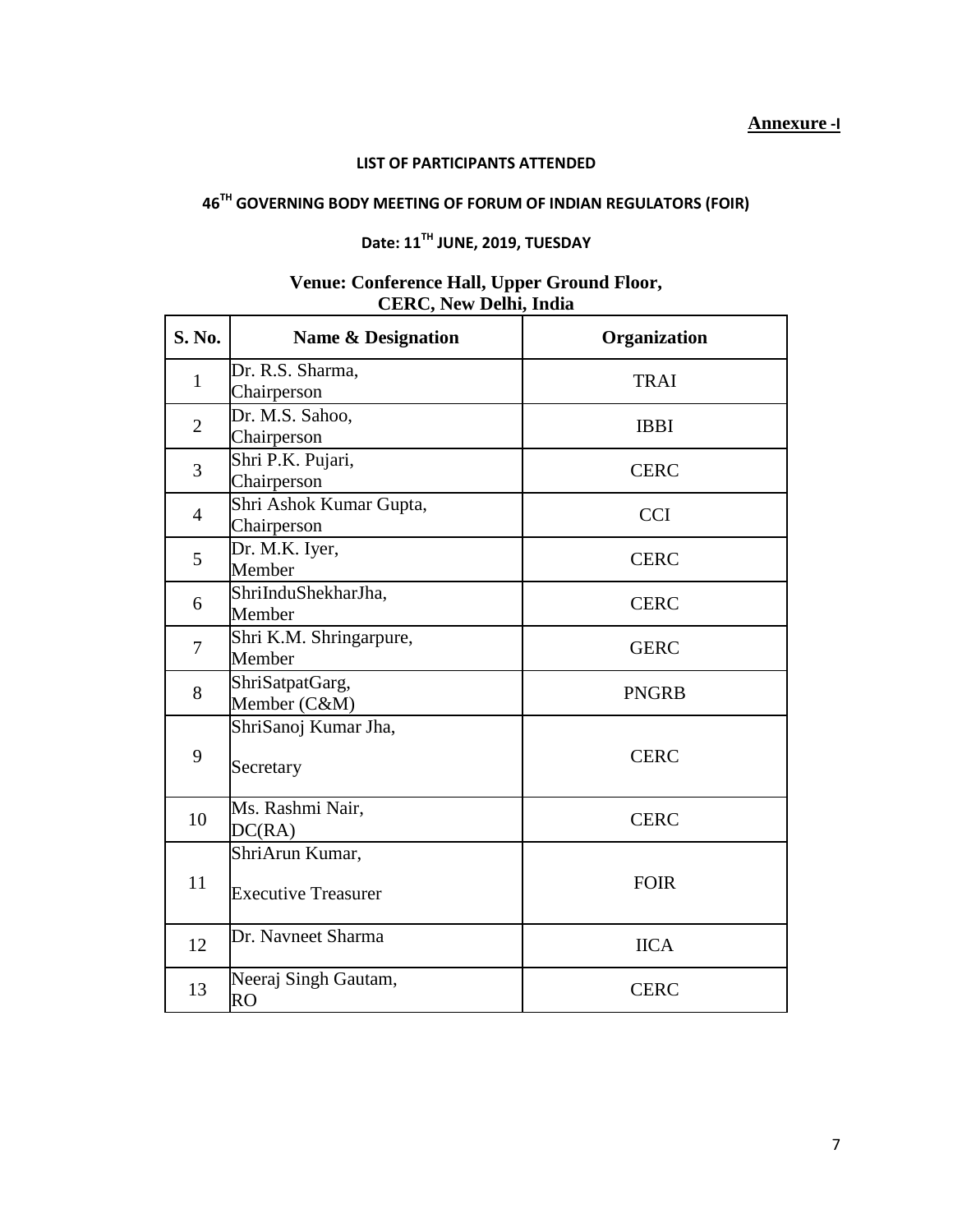**Annexure -I**

**LIST OF PARTICIPANTS ATTENDED**

**46TH GOVERNING BODY MEETING OF FORUM OF INDIAN REGULATORS (FOIR)**

**Date: 11TH JUNE, 2019, TUESDAY**

**Venue: Conference Hall, Upper Ground Floor, CERC, New Delhi, India**

| S. No. | Name & Designation | Organization |
|---|---|---|
| 1 | Dr. R.S. Sharma, Chairperson | TRAI |
| 2 | Dr. M.S. Sahoo, Chairperson | IBBI |
| 3 | Shri P.K. Pujari, Chairperson | CERC |
| 4 | Shri Ashok Kumar Gupta, Chairperson | CCI |
| 5 | Dr. M.K. Iyer, Member | CERC |
| 6 | ShriInduShekharJha, Member | CERC |
| 7 | Shri K.M. Shringarpure, Member | GERC |
| 8 | ShriSatpatGarg, Member (C&M) | PNGRB |
| 9 | ShriSanoj Kumar Jha, Secretary | CERC |
| 10 | Ms. Rashmi Nair, DC(RA) | CERC |
| 11 | ShriArun Kumar, Executive Treasurer | FOIR |
| 12 | Dr. Navneet Sharma | IICA |
| 13 | Neeraj Singh Gautam, RO | CERC |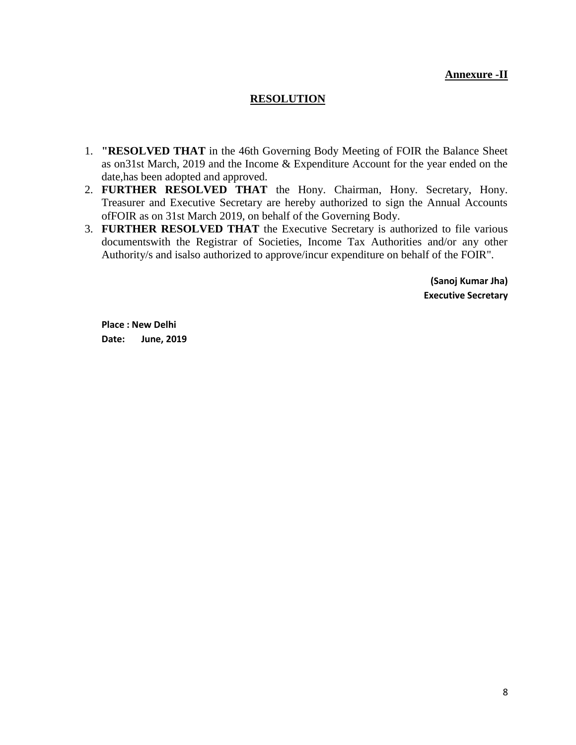**Annexure -II**

## RESOLUTION

1. **"RESOLVED THAT** in the 46th Governing Body Meeting of FOIR the Balance Sheet as on31st March, 2019 and the Income & Expenditure Account for the year ended on the date,has been adopted and approved.
2. **FURTHER RESOLVED THAT** the Hony. Chairman, Hony. Secretary, Hony. Treasurer and Executive Secretary are hereby authorized to sign the Annual Accounts ofFOIR as on 31st March 2019, on behalf of the Governing Body.
3. **FURTHER RESOLVED THAT** the Executive Secretary is authorized to file various documentswith the Registrar of Societies, Income Tax Authorities and/or any other Authority/s and isalso authorized to approve/incur expenditure on behalf of the FOIR".

**(Sanoj Kumar Jha)**
**Executive Secretary**

**Place : New Delhi**
**Date: June, 2019**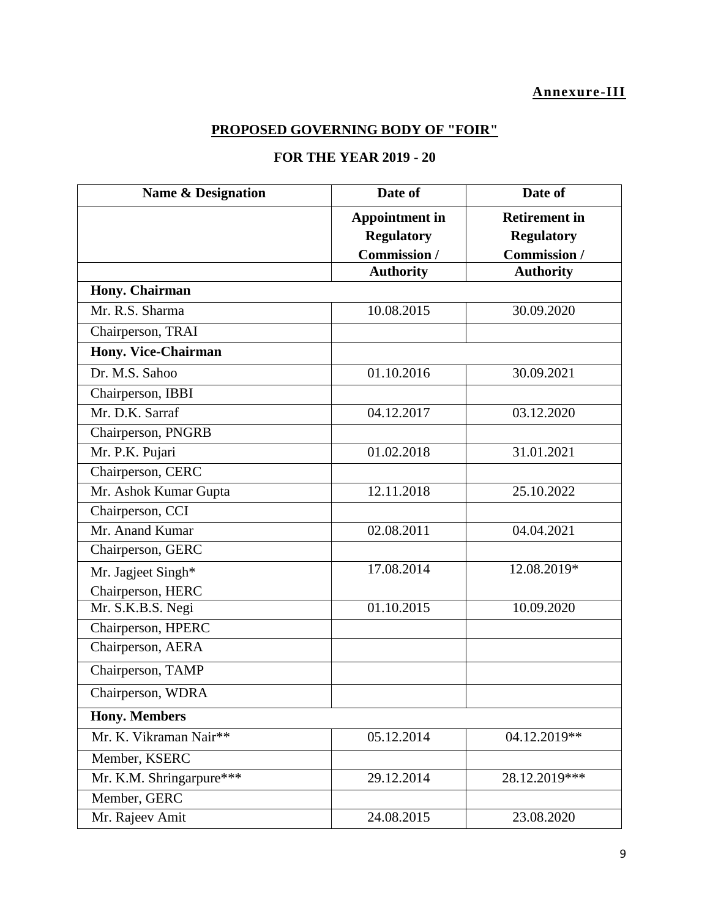**Annexure-III**

## PROPOSED GOVERNING BODY OF "FOIR"

### FOR THE YEAR 2019 - 20

| Name & Designation | Date of Appointment in Regulatory Commission / Authority | Date of Retirement in Regulatory Commission / Authority |
|---|---|---|
| **Hony. Chairman** | | |
| Mr. R.S. Sharma | 10.08.2015 | 30.09.2020 |
| Chairperson, TRAI | | |
| **Hony. Vice-Chairman** | | |
| Dr. M.S. Sahoo | 01.10.2016 | 30.09.2021 |
| Chairperson, IBBI | | |
| Mr. D.K. Sarraf | 04.12.2017 | 03.12.2020 |
| Chairperson, PNGRB | | |
| Mr. P.K. Pujari | 01.02.2018 | 31.01.2021 |
| Chairperson, CERC | | |
| Mr. Ashok Kumar Gupta | 12.11.2018 | 25.10.2022 |
| Chairperson, CCI | | |
| Mr. Anand Kumar | 02.08.2011 | 04.04.2021 |
| Chairperson, GERC | | |
| Mr. Jagjeet Singh* Chairperson, HERC | 17.08.2014 | 12.08.2019* |
| Mr. S.K.B.S. Negi | 01.10.2015 | 10.09.2020 |
| Chairperson, HPERC | | |
| Chairperson, AERA | | |
| Chairperson, TAMP | | |
| Chairperson, WDRA | | |
| **Hony. Members** | | |
| Mr. K. Vikraman Nair** | 05.12.2014 | 04.12.2019** |
| Member, KSERC | | |
| Mr. K.M. Shringarpure*** | 29.12.2014 | 28.12.2019*** |
| Member, GERC | | |
| Mr. Rajeev Amit | 24.08.2015 | 23.08.2020 |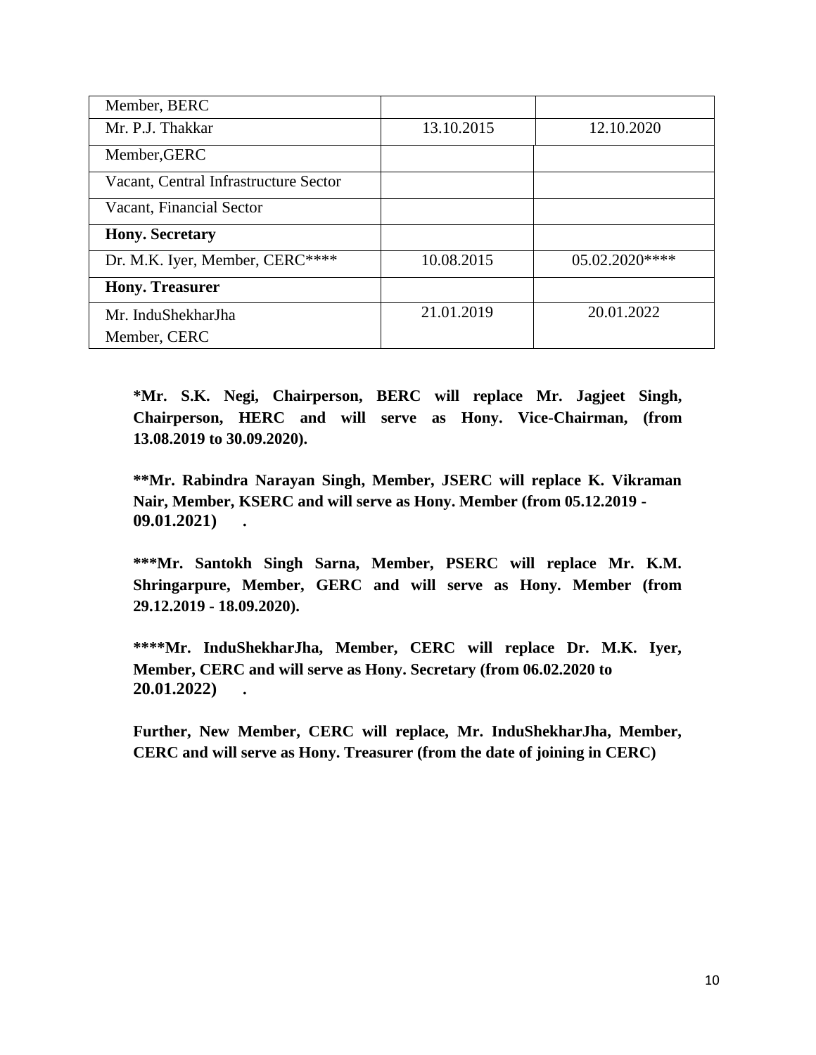| Member, BERC | | |
|---|---|---|
| Mr. P.J. Thakkar | 13.10.2015 | 12.10.2020 |
| Member,GERC | | |
| Vacant, Central Infrastructure Sector | | |
| Vacant, Financial Sector | | |
| **Hony. Secretary** | | |
| Dr. M.K. Iyer, Member, CERC**** | 10.08.2015 | 05.02.2020**** |
| **Hony. Treasurer** | | |
| Mr. InduShekharJha<br>Member, CERC | 21.01.2019 | 20.01.2022 |

**\*Mr. S.K. Negi, Chairperson, BERC will replace Mr. Jagjeet Singh, Chairperson, HERC and will serve as Hony. Vice-Chairman, (from 13.08.2019 to 30.09.2020).**

**\*\*Mr. Rabindra Narayan Singh, Member, JSERC will replace K. Vikraman Nair, Member, KSERC and will serve as Hony. Member (from 05.12.2019 - 09.01.2021) .**

**\*\*\*Mr. Santokh Singh Sarna, Member, PSERC will replace Mr. K.M. Shringarpure, Member, GERC and will serve as Hony. Member (from 29.12.2019 - 18.09.2020).**

**\*\*\*\*Mr. InduShekharJha, Member, CERC will replace Dr. M.K. Iyer, Member, CERC and will serve as Hony. Secretary (from 06.02.2020 to 20.01.2022) .**

**Further, New Member, CERC will replace, Mr. InduShekharJha, Member, CERC and will serve as Hony. Treasurer (from the date of joining in CERC)**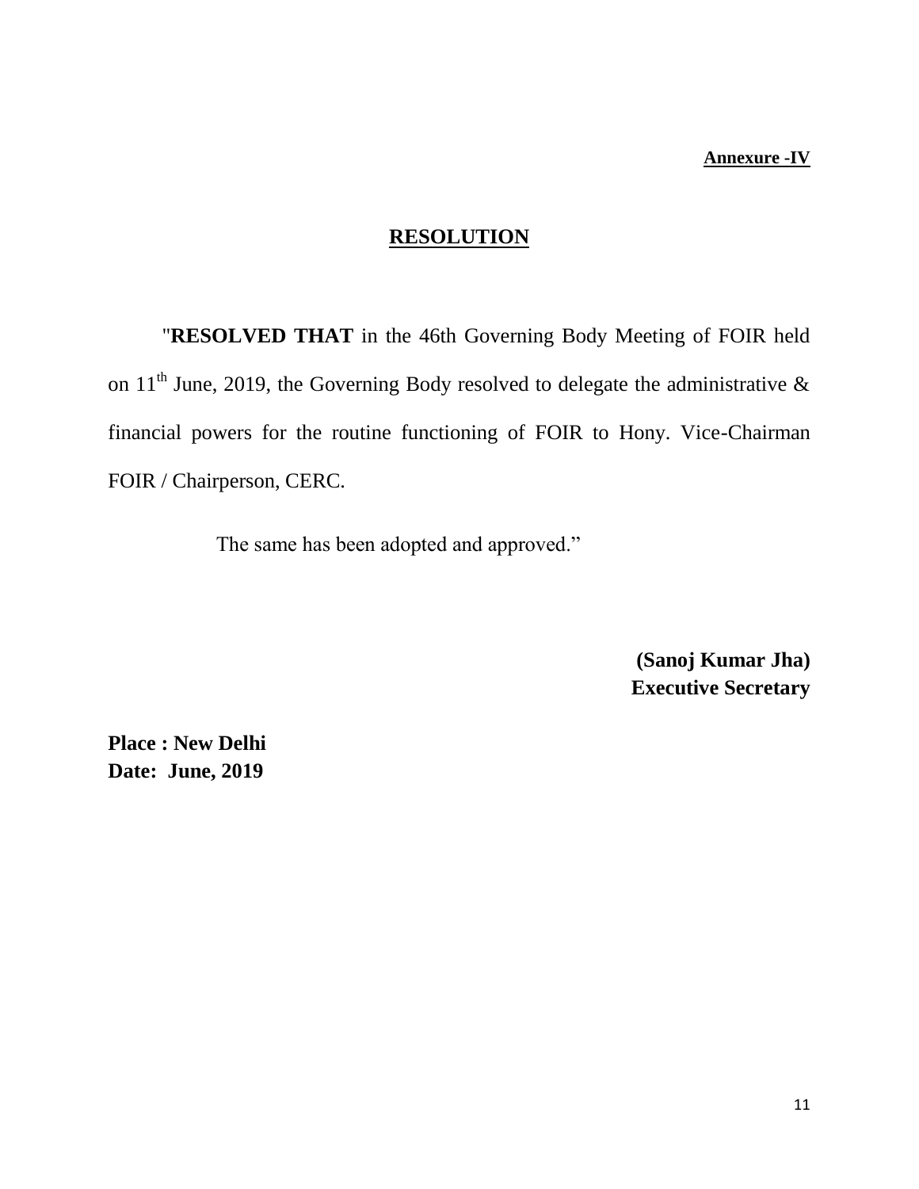**Annexure -IV**

## RESOLUTION

"**RESOLVED THAT** in the 46th Governing Body Meeting of FOIR held on 11th June, 2019, the Governing Body resolved to delegate the administrative & financial powers for the routine functioning of FOIR to Hony. Vice-Chairman FOIR / Chairperson, CERC.

The same has been adopted and approved."

**(Sanoj Kumar Jha)**
**Executive Secretary**

**Place : New Delhi**
**Date: June, 2019**